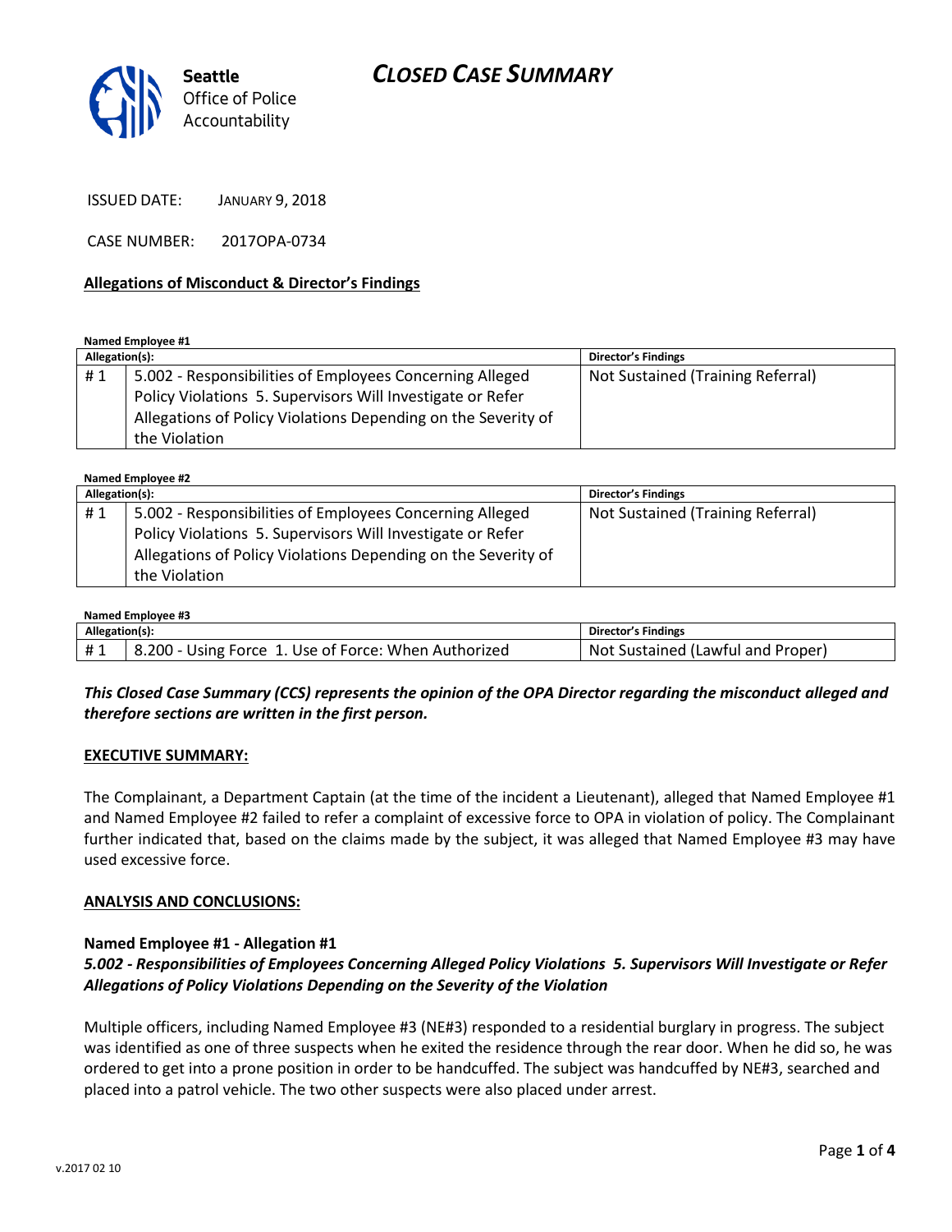Seattle Office of Police Accountability

# CLOSED CASE SUMMARY

ISSUED DATE: JANUARY 9, 2018

CASE NUMBER: 2017OPA-0734

**Allegations of Misconduct & Director's Findings**

**Named Employee #1**

| Allegation(s): | | Director's Findings |
|---|---|---|
| # 1 | 5.002 - Responsibilities of Employees Concerning Alleged Policy Violations 5. Supervisors Will Investigate or Refer Allegations of Policy Violations Depending on the Severity of the Violation | Not Sustained (Training Referral) |

**Named Employee #2**

| Allegation(s): | | Director's Findings |
|---|---|---|
| # 1 | 5.002 - Responsibilities of Employees Concerning Alleged Policy Violations 5. Supervisors Will Investigate or Refer Allegations of Policy Violations Depending on the Severity of the Violation | Not Sustained (Training Referral) |

**Named Employee #3**

| Allegation(s): | | Director's Findings |
|---|---|---|
| # 1 | 8.200 - Using Force 1. Use of Force: When Authorized | Not Sustained (Lawful and Proper) |

***This Closed Case Summary (CCS) represents the opinion of the OPA Director regarding the misconduct alleged and therefore sections are written in the first person.***

**EXECUTIVE SUMMARY:**

The Complainant, a Department Captain (at the time of the incident a Lieutenant), alleged that Named Employee #1 and Named Employee #2 failed to refer a complaint of excessive force to OPA in violation of policy. The Complainant further indicated that, based on the claims made by the subject, it was alleged that Named Employee #3 may have used excessive force.

**ANALYSIS AND CONCLUSIONS:**

**Named Employee #1 - Allegation #1**

***5.002 - Responsibilities of Employees Concerning Alleged Policy Violations 5. Supervisors Will Investigate or Refer Allegations of Policy Violations Depending on the Severity of the Violation***

Multiple officers, including Named Employee #3 (NE#3) responded to a residential burglary in progress. The subject was identified as one of three suspects when he exited the residence through the rear door. When he did so, he was ordered to get into a prone position in order to be handcuffed. The subject was handcuffed by NE#3, searched and placed into a patrol vehicle. The two other suspects were also placed under arrest.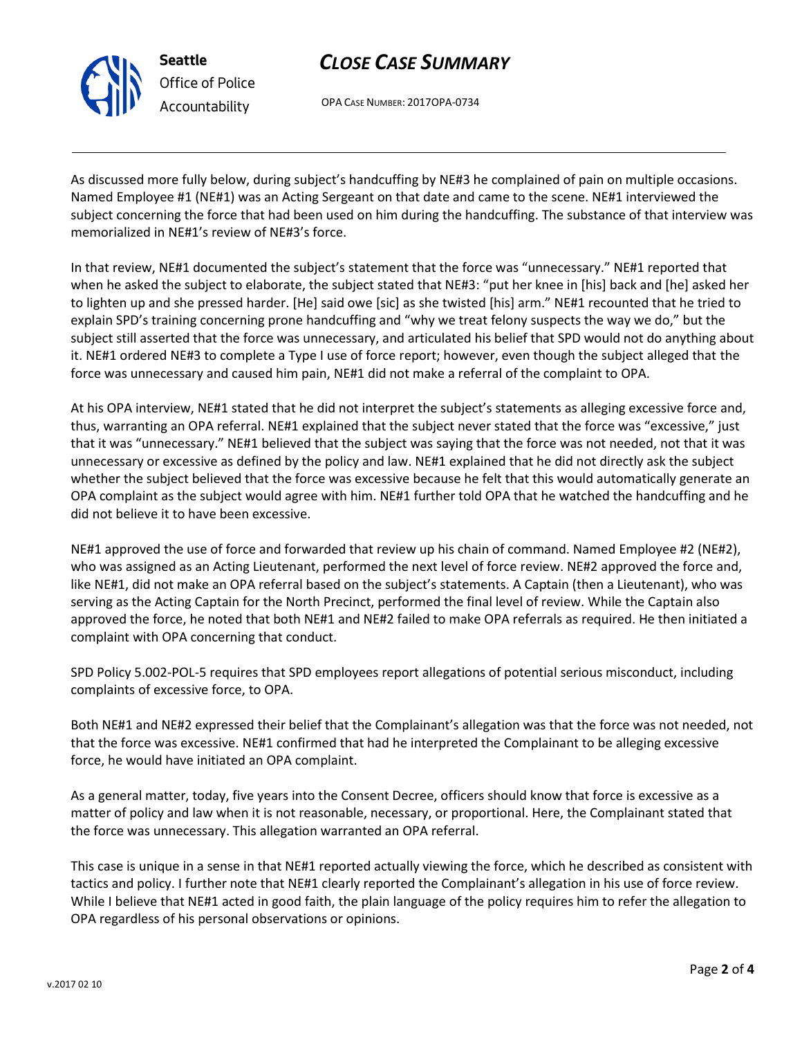As discussed more fully below, during subject's handcuffing by NE#3 he complained of pain on multiple occasions. Named Employee #1 (NE#1) was an Acting Sergeant on that date and came to the scene. NE#1 interviewed the subject concerning the force that had been used on him during the handcuffing. The substance of that interview was memorialized in NE#1's review of NE#3's force.

In that review, NE#1 documented the subject's statement that the force was "unnecessary." NE#1 reported that when he asked the subject to elaborate, the subject stated that NE#3: "put her knee in [his] back and [he] asked her to lighten up and she pressed harder. [He] said owe [sic] as she twisted [his] arm." NE#1 recounted that he tried to explain SPD's training concerning prone handcuffing and "why we treat felony suspects the way we do," but the subject still asserted that the force was unnecessary, and articulated his belief that SPD would not do anything about it. NE#1 ordered NE#3 to complete a Type I use of force report; however, even though the subject alleged that the force was unnecessary and caused him pain, NE#1 did not make a referral of the complaint to OPA.

At his OPA interview, NE#1 stated that he did not interpret the subject's statements as alleging excessive force and, thus, warranting an OPA referral. NE#1 explained that the subject never stated that the force was "excessive," just that it was "unnecessary." NE#1 believed that the subject was saying that the force was not needed, not that it was unnecessary or excessive as defined by the policy and law. NE#1 explained that he did not directly ask the subject whether the subject believed that the force was excessive because he felt that this would automatically generate an OPA complaint as the subject would agree with him. NE#1 further told OPA that he watched the handcuffing and he did not believe it to have been excessive.

NE#1 approved the use of force and forwarded that review up his chain of command. Named Employee #2 (NE#2), who was assigned as an Acting Lieutenant, performed the next level of force review. NE#2 approved the force and, like NE#1, did not make an OPA referral based on the subject's statements. A Captain (then a Lieutenant), who was serving as the Acting Captain for the North Precinct, performed the final level of review. While the Captain also approved the force, he noted that both NE#1 and NE#2 failed to make OPA referrals as required. He then initiated a complaint with OPA concerning that conduct.

SPD Policy 5.002-POL-5 requires that SPD employees report allegations of potential serious misconduct, including complaints of excessive force, to OPA.

Both NE#1 and NE#2 expressed their belief that the Complainant's allegation was that the force was not needed, not that the force was excessive. NE#1 confirmed that had he interpreted the Complainant to be alleging excessive force, he would have initiated an OPA complaint.

As a general matter, today, five years into the Consent Decree, officers should know that force is excessive as a matter of policy and law when it is not reasonable, necessary, or proportional. Here, the Complainant stated that the force was unnecessary. This allegation warranted an OPA referral.

This case is unique in a sense in that NE#1 reported actually viewing the force, which he described as consistent with tactics and policy. I further note that NE#1 clearly reported the Complainant's allegation in his use of force review. While I believe that NE#1 acted in good faith, the plain language of the policy requires him to refer the allegation to OPA regardless of his personal observations or opinions.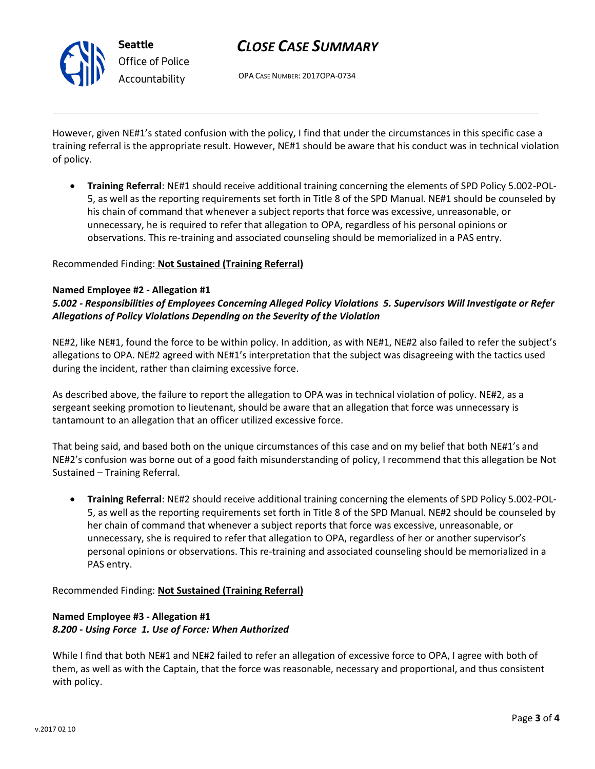However, given NE#1's stated confusion with the policy, I find that under the circumstances in this specific case a training referral is the appropriate result. However, NE#1 should be aware that his conduct was in technical violation of policy.

- **Training Referral**: NE#1 should receive additional training concerning the elements of SPD Policy 5.002-POL-5, as well as the reporting requirements set forth in Title 8 of the SPD Manual. NE#1 should be counseled by his chain of command that whenever a subject reports that force was excessive, unreasonable, or unnecessary, he is required to refer that allegation to OPA, regardless of his personal opinions or observations. This re-training and associated counseling should be memorialized in a PAS entry.

Recommended Finding: **Not Sustained (Training Referral)**

**Named Employee #2 - Allegation #1**
***5.002 - Responsibilities of Employees Concerning Alleged Policy Violations 5. Supervisors Will Investigate or Refer Allegations of Policy Violations Depending on the Severity of the Violation***

NE#2, like NE#1, found the force to be within policy. In addition, as with NE#1, NE#2 also failed to refer the subject's allegations to OPA. NE#2 agreed with NE#1's interpretation that the subject was disagreeing with the tactics used during the incident, rather than claiming excessive force.

As described above, the failure to report the allegation to OPA was in technical violation of policy. NE#2, as a sergeant seeking promotion to lieutenant, should be aware that an allegation that force was unnecessary is tantamount to an allegation that an officer utilized excessive force.

That being said, and based both on the unique circumstances of this case and on my belief that both NE#1's and NE#2's confusion was borne out of a good faith misunderstanding of policy, I recommend that this allegation be Not Sustained – Training Referral.

- **Training Referral**: NE#2 should receive additional training concerning the elements of SPD Policy 5.002-POL-5, as well as the reporting requirements set forth in Title 8 of the SPD Manual. NE#2 should be counseled by her chain of command that whenever a subject reports that force was excessive, unreasonable, or unnecessary, she is required to refer that allegation to OPA, regardless of her or another supervisor's personal opinions or observations. This re-training and associated counseling should be memorialized in a PAS entry.

Recommended Finding: **Not Sustained (Training Referral)**

**Named Employee #3 - Allegation #1**
***8.200 - Using Force 1. Use of Force: When Authorized***

While I find that both NE#1 and NE#2 failed to refer an allegation of excessive force to OPA, I agree with both of them, as well as with the Captain, that the force was reasonable, necessary and proportional, and thus consistent with policy.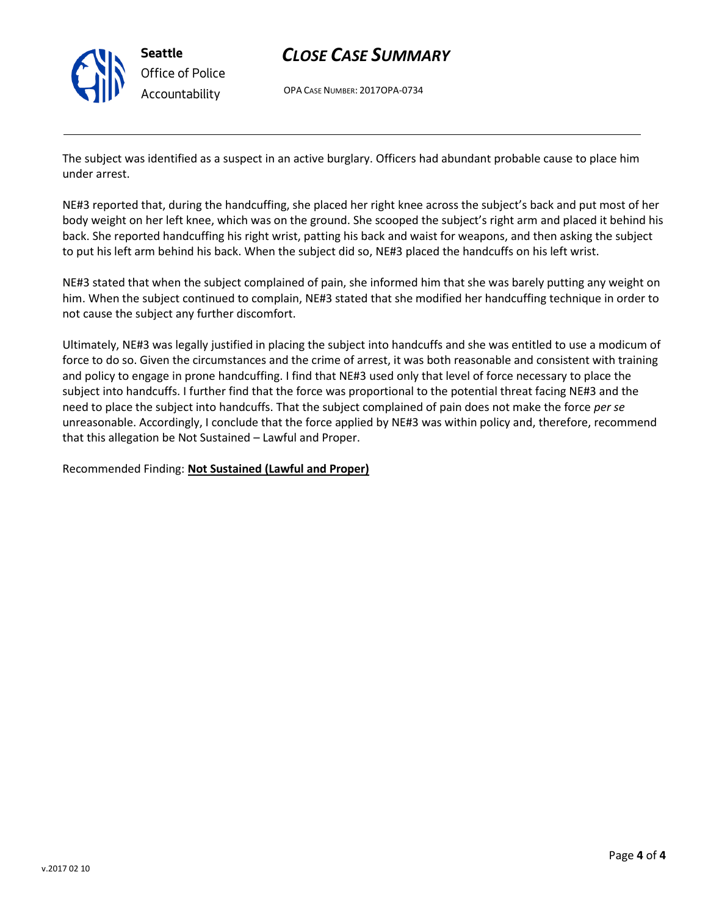The subject was identified as a suspect in an active burglary. Officers had abundant probable cause to place him under arrest.

NE#3 reported that, during the handcuffing, she placed her right knee across the subject's back and put most of her body weight on her left knee, which was on the ground. She scooped the subject's right arm and placed it behind his back. She reported handcuffing his right wrist, patting his back and waist for weapons, and then asking the subject to put his left arm behind his back. When the subject did so, NE#3 placed the handcuffs on his left wrist.

NE#3 stated that when the subject complained of pain, she informed him that she was barely putting any weight on him. When the subject continued to complain, NE#3 stated that she modified her handcuffing technique in order to not cause the subject any further discomfort.

Ultimately, NE#3 was legally justified in placing the subject into handcuffs and she was entitled to use a modicum of force to do so. Given the circumstances and the crime of arrest, it was both reasonable and consistent with training and policy to engage in prone handcuffing. I find that NE#3 used only that level of force necessary to place the subject into handcuffs. I further find that the force was proportional to the potential threat facing NE#3 and the need to place the subject into handcuffs. That the subject complained of pain does not make the force *per se* unreasonable. Accordingly, I conclude that the force applied by NE#3 was within policy and, therefore, recommend that this allegation be Not Sustained – Lawful and Proper.

Recommended Finding: **Not Sustained (Lawful and Proper)**